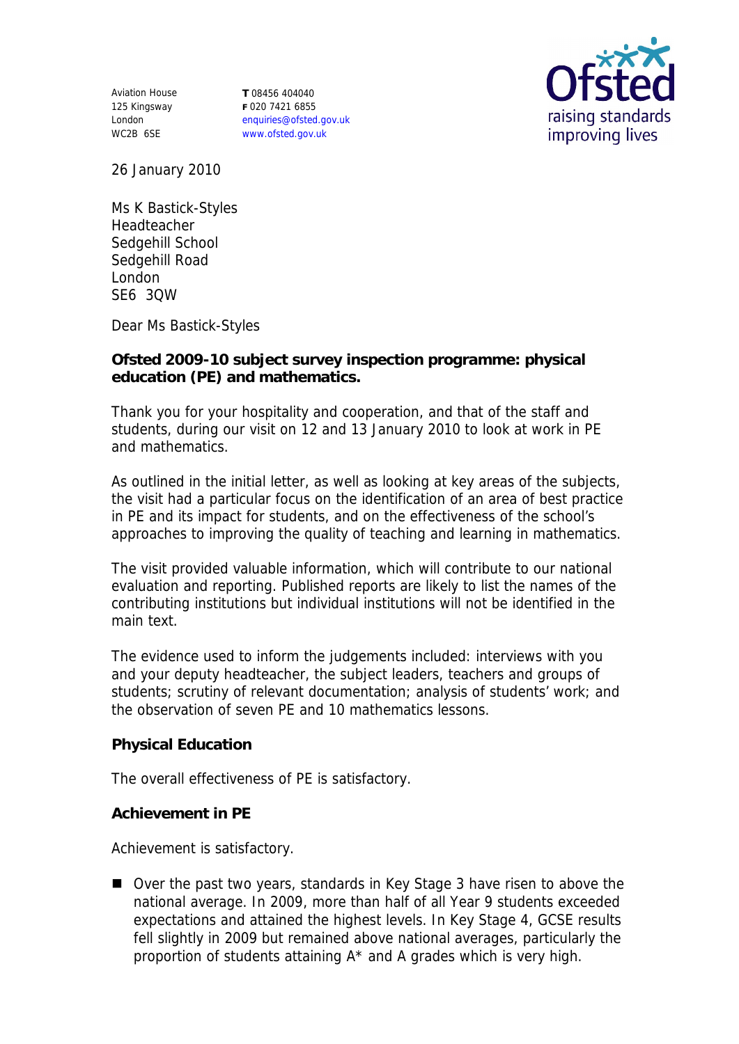Aviation House
125 Kingsway
London
WC2B 6SE

**T** 08456 404040
**F** 020 7421 6855
enquiries@ofsted.gov.uk
www.ofsted.gov.uk

Ofsted
raising standards
improving lives

26 January 2010

Ms K Bastick-Styles
Headteacher
Sedgehill School
Sedgehill Road
London
SE6 3QW

Dear Ms Bastick-Styles

**Ofsted 2009-10 subject survey inspection programme: physical education (PE) and mathematics.**

Thank you for your hospitality and cooperation, and that of the staff and students, during our visit on 12 and 13 January 2010 to look at work in PE and mathematics.

As outlined in the initial letter, as well as looking at key areas of the subjects, the visit had a particular focus on the identification of an area of best practice in PE and its impact for students, and on the effectiveness of the school's approaches to improving the quality of teaching and learning in mathematics.

The visit provided valuable information, which will contribute to our national evaluation and reporting. Published reports are likely to list the names of the contributing institutions but individual institutions will not be identified in the main text.

The evidence used to inform the judgements included: interviews with you and your deputy headteacher, the subject leaders, teachers and groups of students; scrutiny of relevant documentation; analysis of students' work; and the observation of seven PE and 10 mathematics lessons.

## Physical Education

The overall effectiveness of PE is satisfactory.

### Achievement in PE

Achievement is satisfactory.

- Over the past two years, standards in Key Stage 3 have risen to above the national average. In 2009, more than half of all Year 9 students exceeded expectations and attained the highest levels. In Key Stage 4, GCSE results fell slightly in 2009 but remained above national averages, particularly the proportion of students attaining A* and A grades which is very high.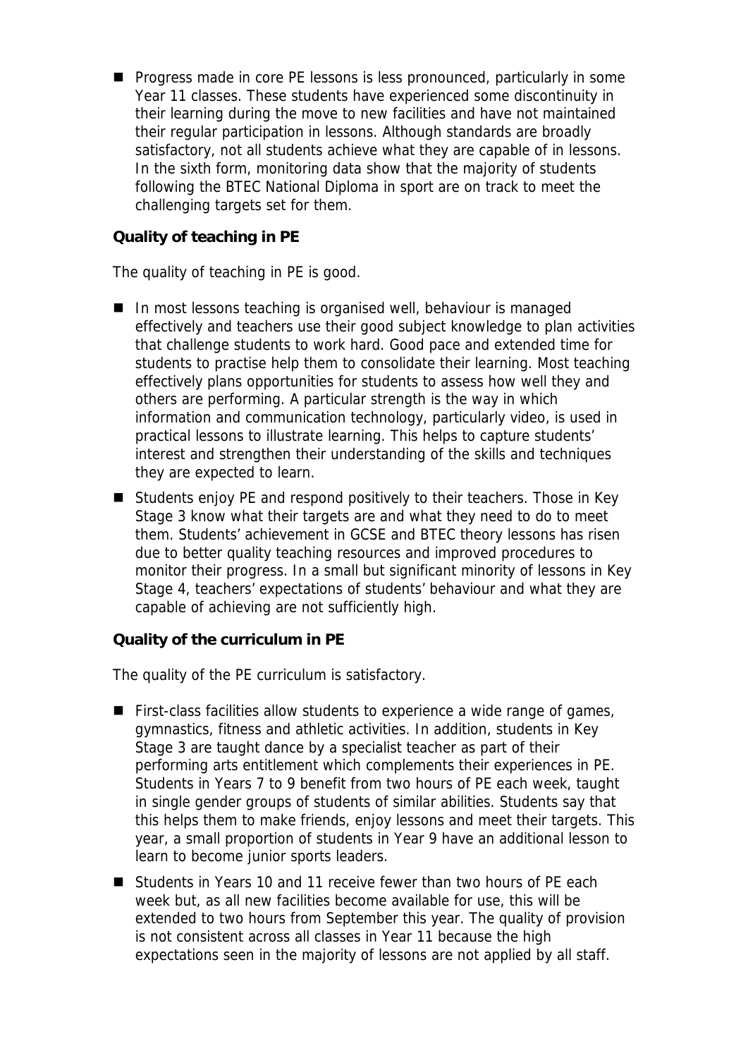- Progress made in core PE lessons is less pronounced, particularly in some Year 11 classes. These students have experienced some discontinuity in their learning during the move to new facilities and have not maintained their regular participation in lessons. Although standards are broadly satisfactory, not all students achieve what they are capable of in lessons. In the sixth form, monitoring data show that the majority of students following the BTEC National Diploma in sport are on track to meet the challenging targets set for them.

**Quality of teaching in PE**

The quality of teaching in PE is good.

- In most lessons teaching is organised well, behaviour is managed effectively and teachers use their good subject knowledge to plan activities that challenge students to work hard. Good pace and extended time for students to practise help them to consolidate their learning. Most teaching effectively plans opportunities for students to assess how well they and others are performing. A particular strength is the way in which information and communication technology, particularly video, is used in practical lessons to illustrate learning. This helps to capture students' interest and strengthen their understanding of the skills and techniques they are expected to learn.
- Students enjoy PE and respond positively to their teachers. Those in Key Stage 3 know what their targets are and what they need to do to meet them. Students' achievement in GCSE and BTEC theory lessons has risen due to better quality teaching resources and improved procedures to monitor their progress. In a small but significant minority of lessons in Key Stage 4, teachers' expectations of students' behaviour and what they are capable of achieving are not sufficiently high.

**Quality of the curriculum in PE**

The quality of the PE curriculum is satisfactory.

- First-class facilities allow students to experience a wide range of games, gymnastics, fitness and athletic activities. In addition, students in Key Stage 3 are taught dance by a specialist teacher as part of their performing arts entitlement which complements their experiences in PE. Students in Years 7 to 9 benefit from two hours of PE each week, taught in single gender groups of students of similar abilities. Students say that this helps them to make friends, enjoy lessons and meet their targets. This year, a small proportion of students in Year 9 have an additional lesson to learn to become junior sports leaders.
- Students in Years 10 and 11 receive fewer than two hours of PE each week but, as all new facilities become available for use, this will be extended to two hours from September this year. The quality of provision is not consistent across all classes in Year 11 because the high expectations seen in the majority of lessons are not applied by all staff.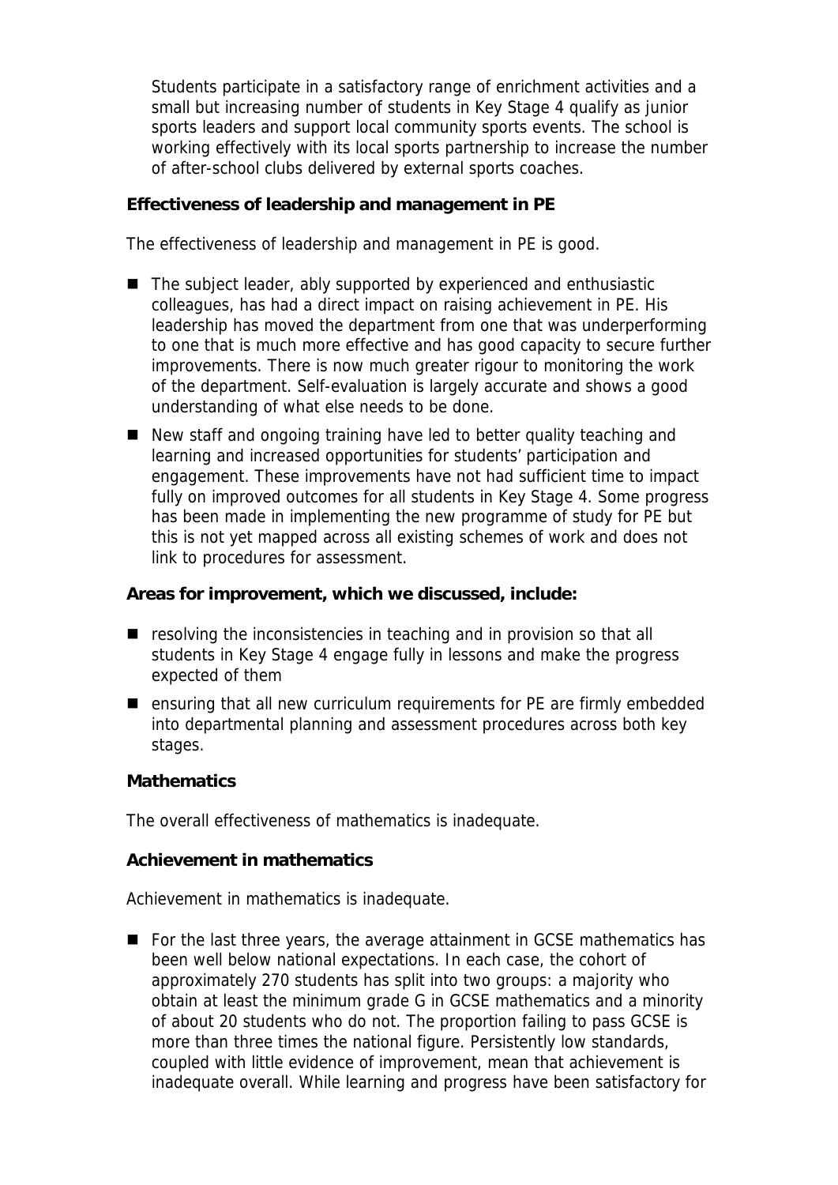Students participate in a satisfactory range of enrichment activities and a small but increasing number of students in Key Stage 4 qualify as junior sports leaders and support local community sports events. The school is working effectively with its local sports partnership to increase the number of after-school clubs delivered by external sports coaches.

**Effectiveness of leadership and management in PE**

The effectiveness of leadership and management in PE is good.

- The subject leader, ably supported by experienced and enthusiastic colleagues, has had a direct impact on raising achievement in PE. His leadership has moved the department from one that was underperforming to one that is much more effective and has good capacity to secure further improvements. There is now much greater rigour to monitoring the work of the department. Self-evaluation is largely accurate and shows a good understanding of what else needs to be done.
- New staff and ongoing training have led to better quality teaching and learning and increased opportunities for students' participation and engagement. These improvements have not had sufficient time to impact fully on improved outcomes for all students in Key Stage 4. Some progress has been made in implementing the new programme of study for PE but this is not yet mapped across all existing schemes of work and does not link to procedures for assessment.

**Areas for improvement, which we discussed, include:**

- resolving the inconsistencies in teaching and in provision so that all students in Key Stage 4 engage fully in lessons and make the progress expected of them
- ensuring that all new curriculum requirements for PE are firmly embedded into departmental planning and assessment procedures across both key stages.

**Mathematics**

The overall effectiveness of mathematics is inadequate.

**Achievement in mathematics**

Achievement in mathematics is inadequate.

- For the last three years, the average attainment in GCSE mathematics has been well below national expectations. In each case, the cohort of approximately 270 students has split into two groups: a majority who obtain at least the minimum grade G in GCSE mathematics and a minority of about 20 students who do not. The proportion failing to pass GCSE is more than three times the national figure. Persistently low standards, coupled with little evidence of improvement, mean that achievement is inadequate overall. While learning and progress have been satisfactory for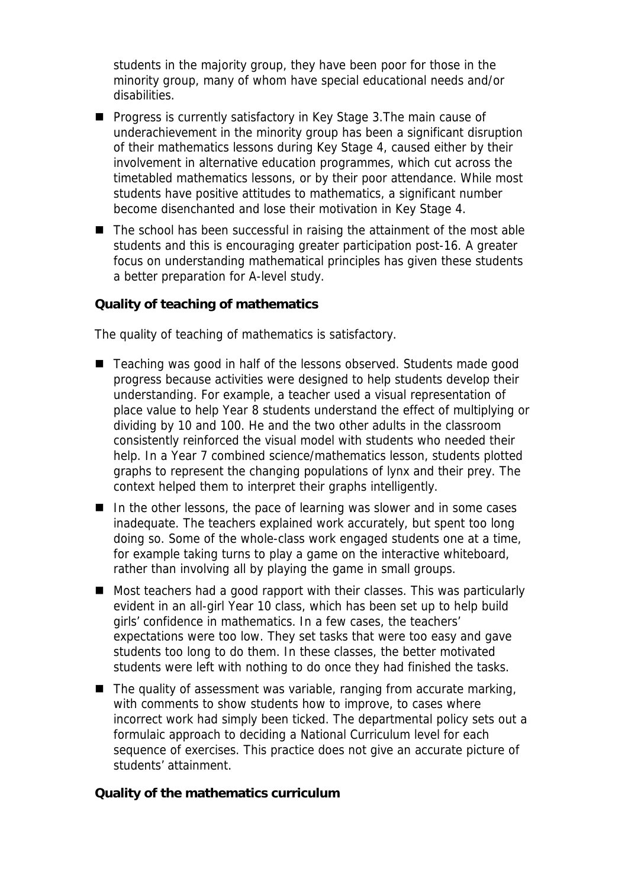students in the majority group, they have been poor for those in the minority group, many of whom have special educational needs and/or disabilities.

- Progress is currently satisfactory in Key Stage 3.The main cause of underachievement in the minority group has been a significant disruption of their mathematics lessons during Key Stage 4, caused either by their involvement in alternative education programmes, which cut across the timetabled mathematics lessons, or by their poor attendance. While most students have positive attitudes to mathematics, a significant number become disenchanted and lose their motivation in Key Stage 4.
- The school has been successful in raising the attainment of the most able students and this is encouraging greater participation post-16. A greater focus on understanding mathematical principles has given these students a better preparation for A-level study.

**Quality of teaching of mathematics**

The quality of teaching of mathematics is satisfactory.

- Teaching was good in half of the lessons observed. Students made good progress because activities were designed to help students develop their understanding. For example, a teacher used a visual representation of place value to help Year 8 students understand the effect of multiplying or dividing by 10 and 100. He and the two other adults in the classroom consistently reinforced the visual model with students who needed their help. In a Year 7 combined science/mathematics lesson, students plotted graphs to represent the changing populations of lynx and their prey. The context helped them to interpret their graphs intelligently.
- In the other lessons, the pace of learning was slower and in some cases inadequate. The teachers explained work accurately, but spent too long doing so. Some of the whole-class work engaged students one at a time, for example taking turns to play a game on the interactive whiteboard, rather than involving all by playing the game in small groups.
- Most teachers had a good rapport with their classes. This was particularly evident in an all-girl Year 10 class, which has been set up to help build girls' confidence in mathematics. In a few cases, the teachers' expectations were too low. They set tasks that were too easy and gave students too long to do them. In these classes, the better motivated students were left with nothing to do once they had finished the tasks.
- The quality of assessment was variable, ranging from accurate marking, with comments to show students how to improve, to cases where incorrect work had simply been ticked. The departmental policy sets out a formulaic approach to deciding a National Curriculum level for each sequence of exercises. This practice does not give an accurate picture of students' attainment.

**Quality of the mathematics curriculum**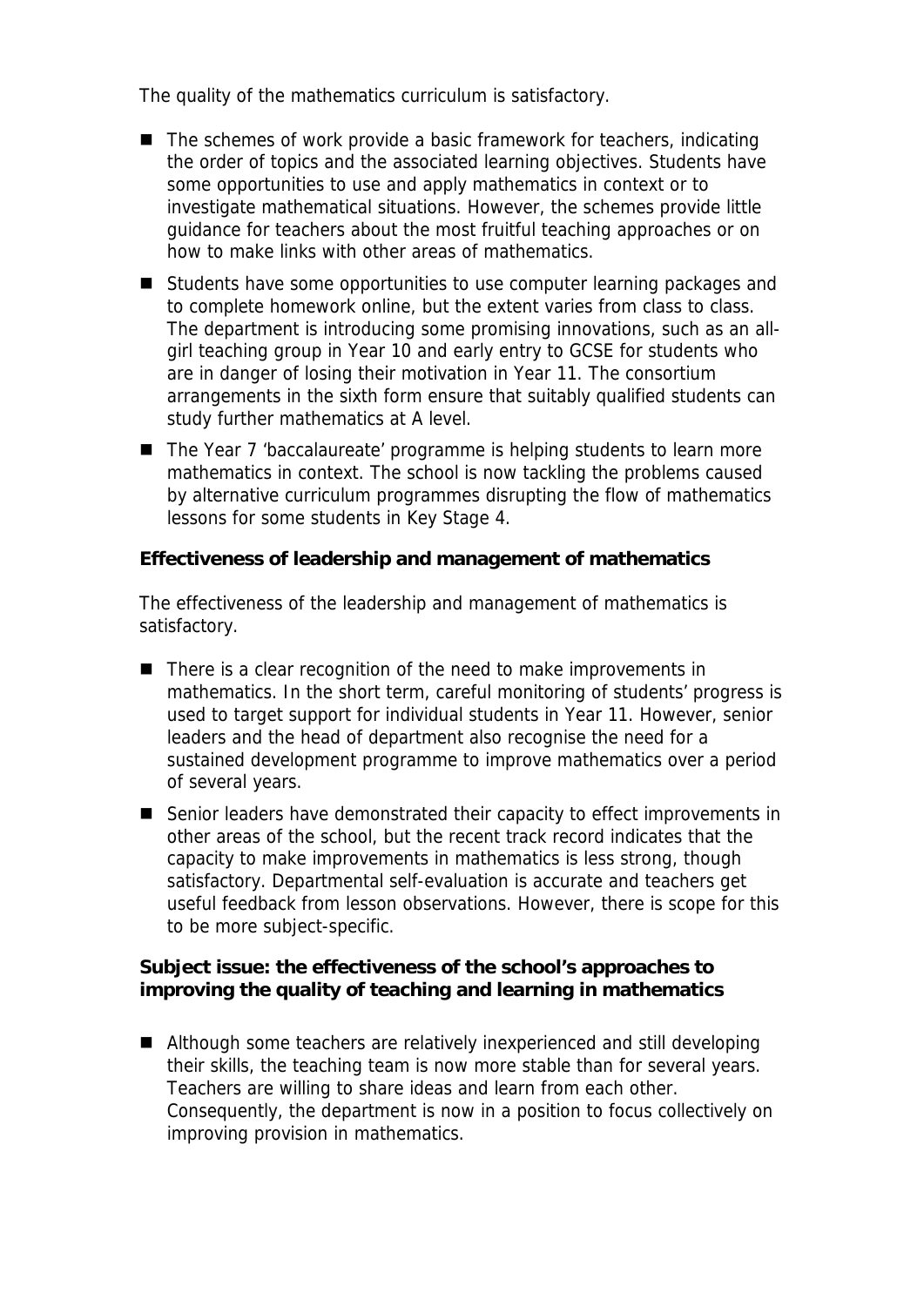The quality of the mathematics curriculum is satisfactory.

- The schemes of work provide a basic framework for teachers, indicating the order of topics and the associated learning objectives. Students have some opportunities to use and apply mathematics in context or to investigate mathematical situations. However, the schemes provide little guidance for teachers about the most fruitful teaching approaches or on how to make links with other areas of mathematics.
- Students have some opportunities to use computer learning packages and to complete homework online, but the extent varies from class to class. The department is introducing some promising innovations, such as an all-girl teaching group in Year 10 and early entry to GCSE for students who are in danger of losing their motivation in Year 11. The consortium arrangements in the sixth form ensure that suitably qualified students can study further mathematics at A level.
- The Year 7 'baccalaureate' programme is helping students to learn more mathematics in context. The school is now tackling the problems caused by alternative curriculum programmes disrupting the flow of mathematics lessons for some students in Key Stage 4.

**Effectiveness of leadership and management of mathematics**

The effectiveness of the leadership and management of mathematics is satisfactory.

- There is a clear recognition of the need to make improvements in mathematics. In the short term, careful monitoring of students' progress is used to target support for individual students in Year 11. However, senior leaders and the head of department also recognise the need for a sustained development programme to improve mathematics over a period of several years.
- Senior leaders have demonstrated their capacity to effect improvements in other areas of the school, but the recent track record indicates that the capacity to make improvements in mathematics is less strong, though satisfactory. Departmental self-evaluation is accurate and teachers get useful feedback from lesson observations. However, there is scope for this to be more subject-specific.

**Subject issue: the effectiveness of the school's approaches to improving the quality of teaching and learning in mathematics**

- Although some teachers are relatively inexperienced and still developing their skills, the teaching team is now more stable than for several years. Teachers are willing to share ideas and learn from each other. Consequently, the department is now in a position to focus collectively on improving provision in mathematics.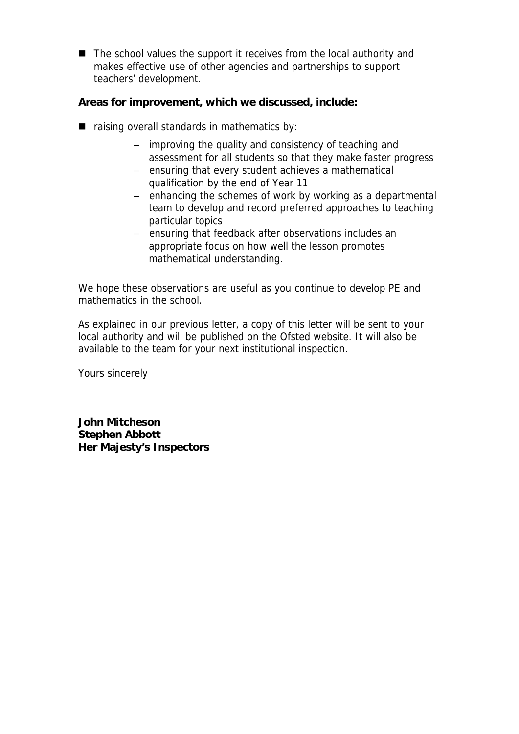- The school values the support it receives from the local authority and makes effective use of other agencies and partnerships to support teachers' development.

**Areas for improvement, which we discussed, include:**

- raising overall standards in mathematics by:
  - improving the quality and consistency of teaching and assessment for all students so that they make faster progress
  - ensuring that every student achieves a mathematical qualification by the end of Year 11
  - enhancing the schemes of work by working as a departmental team to develop and record preferred approaches to teaching particular topics
  - ensuring that feedback after observations includes an appropriate focus on how well the lesson promotes mathematical understanding.

We hope these observations are useful as you continue to develop PE and mathematics in the school.

As explained in our previous letter, a copy of this letter will be sent to your local authority and will be published on the Ofsted website. It will also be available to the team for your next institutional inspection.

Yours sincerely

**John Mitcheson**
**Stephen Abbott**
**Her Majesty's Inspectors**